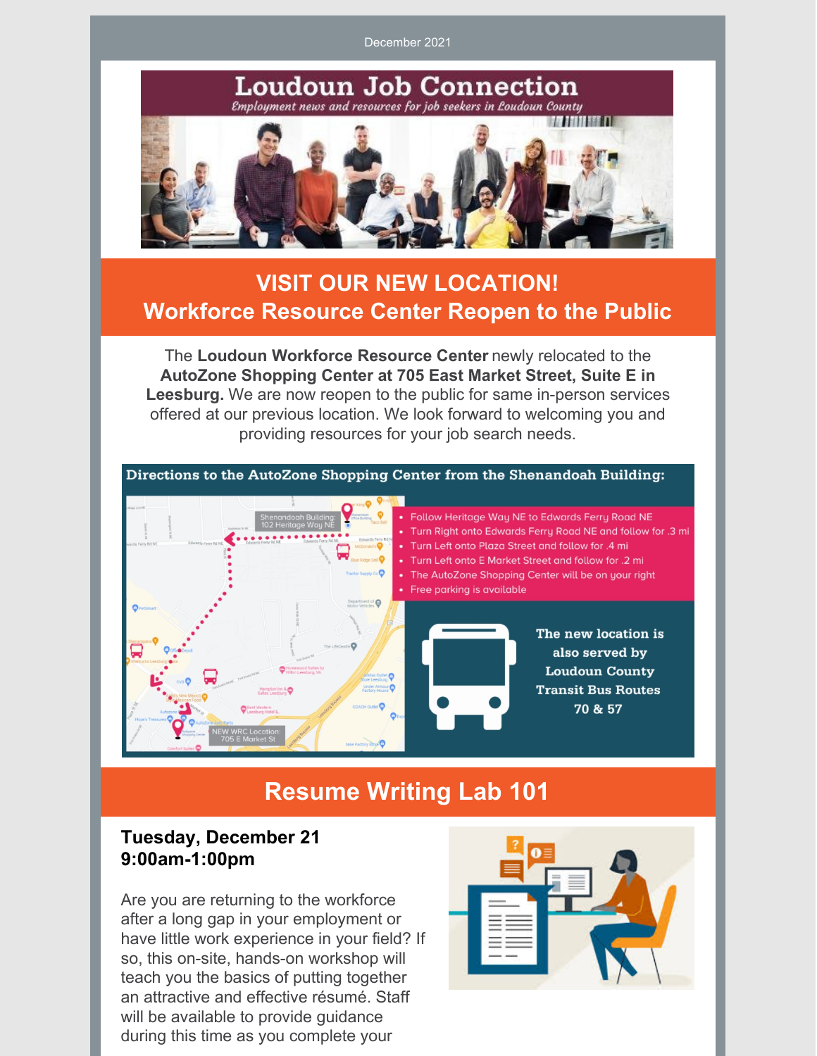December 2021

# Loudoun Job Connection

*Employment news and resources for job seekers in Loudoun County*

## VISIT OUR NEW LOCATION!
## Workforce Resource Center Reopen to the Public

The **Loudoun Workforce Resource Center** newly relocated to the **AutoZone Shopping Center at 705 East Market Street, Suite E in Leesburg.** We are now reopen to the public for same in-person services offered at our previous location. We look forward to welcoming you and providing resources for your job search needs.

**Directions to the AutoZone Shopping Center from the Shenandoah Building:**

Shenandoah Building: 102 Heritage Way NE

- Follow Heritage Way NE to Edwards Ferry Road NE
- Turn Right onto Edwards Ferry Road NE and follow for .3 mi
- Turn Left onto Plaza Street and follow for .4 mi
- Turn Left onto E Market Street and follow for .2 mi
- The AutoZone Shopping Center will be on your right
- Free parking is available

NEW WRC Location: 705 E Market St

**The new location is also served by Loudoun County Transit Bus Routes 70 & 57**

## Resume Writing Lab 101

**Tuesday, December 21**
**9:00am-1:00pm**

Are you are returning to the workforce after a long gap in your employment or have little work experience in your field? If so, this on-site, hands-on workshop will teach you the basics of putting together an attractive and effective résumé. Staff will be available to provide guidance during this time as you complete your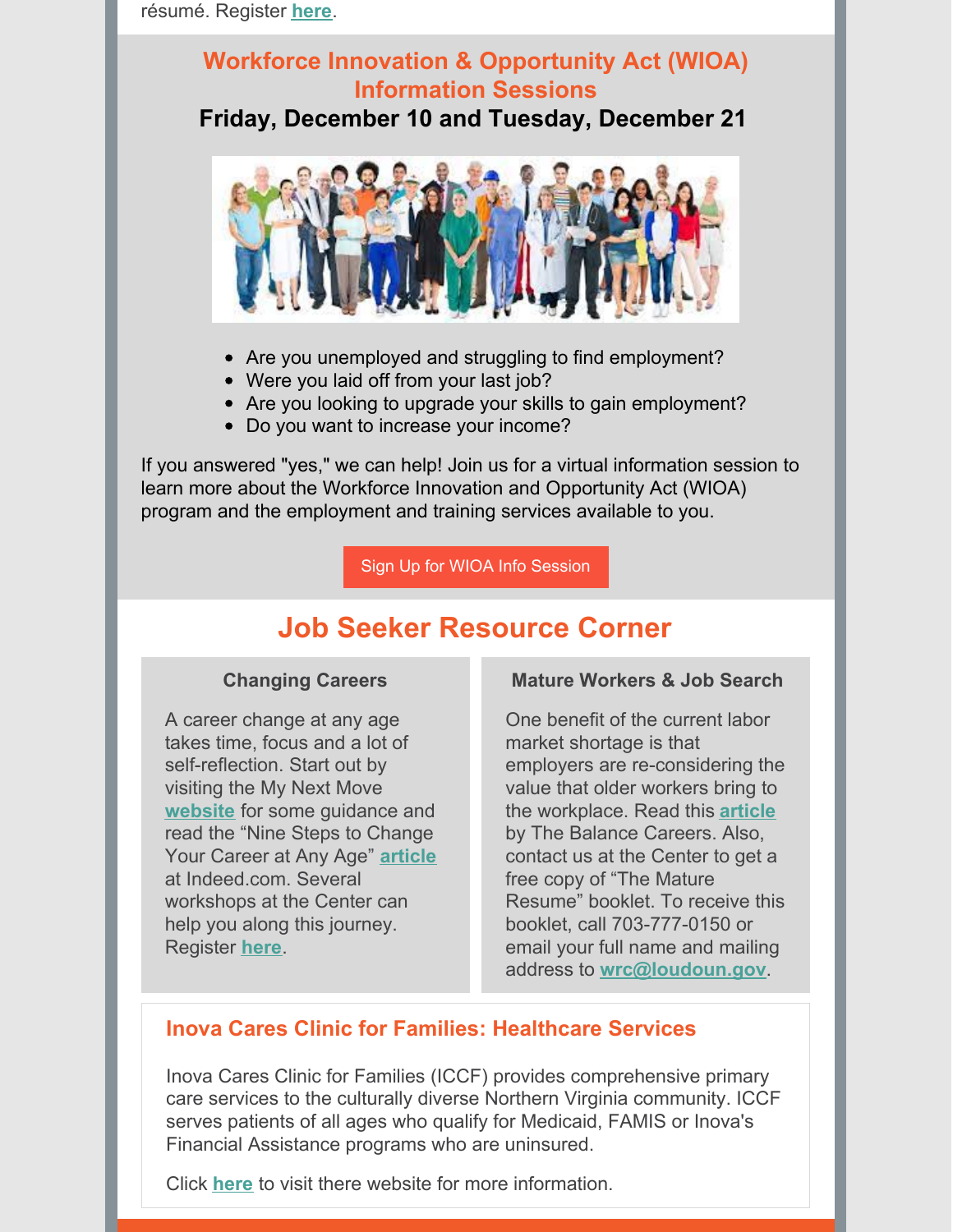résumé. Register here.

## Workforce Innovation & Opportunity Act (WIOA) Information Sessions

**Friday, December 10 and Tuesday, December 21**

- Are you unemployed and struggling to find employment?
- Were you laid off from your last job?
- Are you looking to upgrade your skills to gain employment?
- Do you want to increase your income?

If you answered "yes," we can help! Join us for a virtual information session to learn more about the Workforce Innovation and Opportunity Act (WIOA) program and the employment and training services available to you.

Sign Up for WIOA Info Session

## Job Seeker Resource Corner

### Changing Careers

A career change at any age takes time, focus and a lot of self-reflection. Start out by visiting the My Next Move **website** for some guidance and read the "Nine Steps to Change Your Career at Any Age" **article** at Indeed.com. Several workshops at the Center can help you along this journey. Register **here**.

### Mature Workers & Job Search

One benefit of the current labor market shortage is that employers are re-considering the value that older workers bring to the workplace. Read this **article** by The Balance Careers. Also, contact us at the Center to get a free copy of "The Mature Resume" booklet. To receive this booklet, call 703-777-0150 or email your full name and mailing address to **wrc@loudoun.gov**.

### Inova Cares Clinic for Families: Healthcare Services

Inova Cares Clinic for Families (ICCF) provides comprehensive primary care services to the culturally diverse Northern Virginia community. ICCF serves patients of all ages who qualify for Medicaid, FAMIS or Inova's Financial Assistance programs who are uninsured.

Click **here** to visit there website for more information.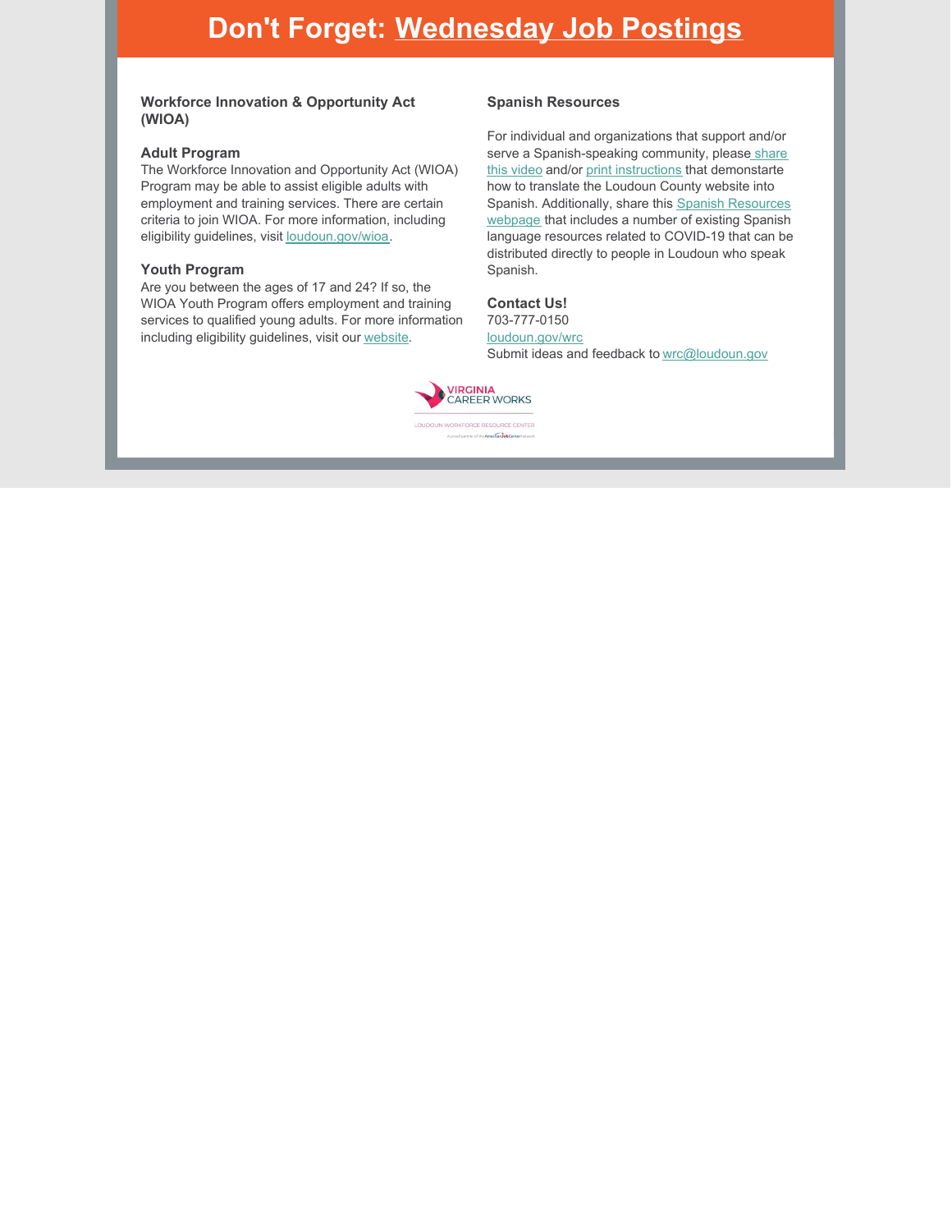# Don't Forget: Wednesday Job Postings

### Workforce Innovation & Opportunity Act (WIOA)

### Adult Program

The Workforce Innovation and Opportunity Act (WIOA) Program may be able to assist eligible adults with employment and training services. There are certain criteria to join WIOA. For more information, including eligibility guidelines, visit loudoun.gov/wioa.

### Youth Program

Are you between the ages of 17 and 24? If so, the WIOA Youth Program offers employment and training services to qualified young adults. For more information including eligibility guidelines, visit our website.

### Spanish Resources

For individual and organizations that support and/or serve a Spanish-speaking community, please share this video and/or print instructions that demonstarte how to translate the Loudoun County website into Spanish. Additionally, share this Spanish Resources webpage that includes a number of existing Spanish language resources related to COVID-19 that can be distributed directly to people in Loudoun who speak Spanish.

### Contact Us!

703-777-0150
loudoun.gov/wrc
Submit ideas and feedback to wrc@loudoun.gov

VIRGINIA CAREER WORKS
LOUDOUN WORKFORCE RESOURCE CENTER
A proud partner of the AmericanJobCenter network